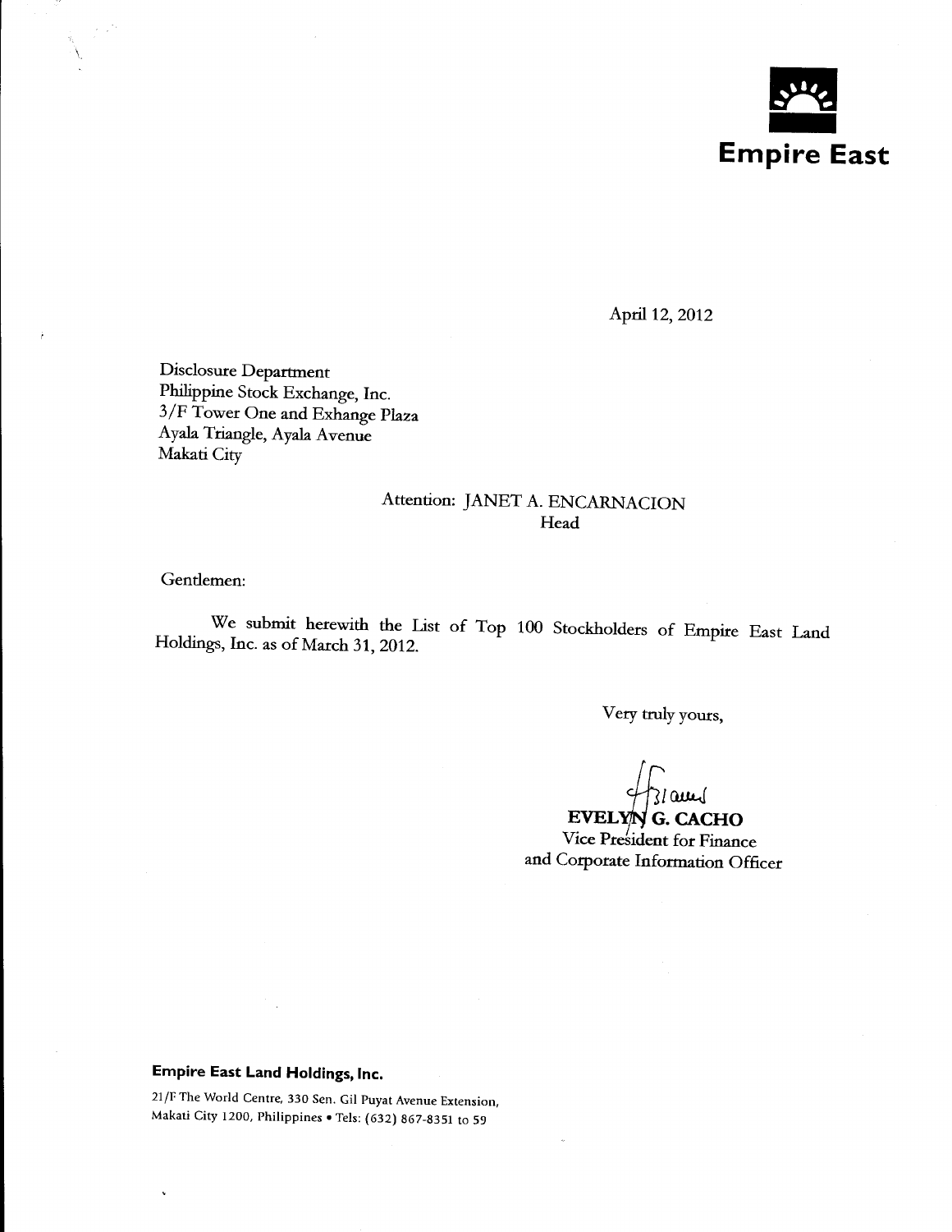**Empire East**

April 12, 2012

Disclosure Department
Philippine Stock Exchange, Inc.
3/F Tower One and Exhange Plaza
Ayala Triangle, Ayala Avenue
Makati City

Attention: JANET A. ENCARNACION
Head

Gentlemen:

We submit herewith the List of Top 100 Stockholders of Empire East Land Holdings, Inc. as of March 31, 2012.

Very truly yours,

**EVELYN G. CACHO**
Vice President for Finance
and Corporate Information Officer

**Empire East Land Holdings, Inc.**

21/F The World Centre, 330 Sen. Gil Puyat Avenue Extension,
Makati City 1200, Philippines • Tels: (632) 867-8351 to 59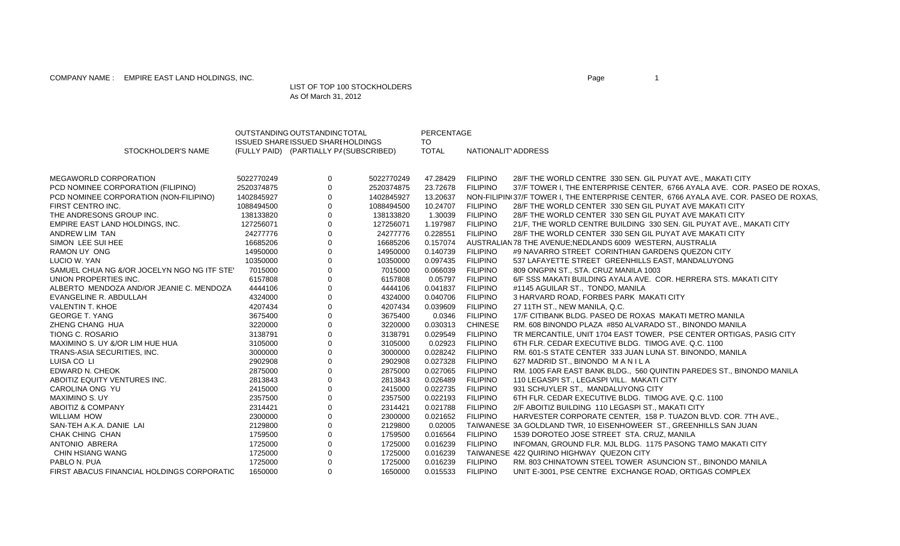COMPANY NAME : EMPIRE EAST LAND HOLDINGS, INC.

LIST OF TOP 100 STOCKHOLDERS
As Of March 31, 2012

| STOCKHOLDER'S NAME | OUTSTANDING ISSUED SHARE (FULLY PAID) | OUTSTANDING ISSUED SHARE (PARTIALLY PA(SUBSCRIBED) | TOTAL HOLDINGS (SUBSCRIBED) | PERCENTAGE TO TOTAL | NATIONALITY | ADDRESS |
|---|---|---|---|---|---|---|
| MEGAWORLD CORPORATION | 5022770249 | 0 | 5022770249 | 47.28429 | FILIPINO | 28/F THE WORLD CENTRE 330 SEN. GIL PUYAT AVE., MAKATI CITY |
| PCD NOMINEE CORPORATION (FILIPINO) | 2520374875 | 0 | 2520374875 | 23.72678 | FILIPINO | 37/F TOWER I, THE ENTERPRISE CENTER, 6766 AYALA AVE. COR. PASEO DE ROXAS, |
| PCD NOMINEE CORPORATION (NON-FILIPINO) | 1402845927 | 0 | 1402845927 | 13.20637 | NON-FILIPINO | 37/F TOWER I, THE ENTERPRISE CENTER, 6766 AYALA AVE. COR. PASEO DE ROXAS, |
| FIRST CENTRO INC. | 1088494500 | 0 | 1088494500 | 10.24707 | FILIPINO | 28/F THE WORLD CENTER 330 SEN GIL PUYAT AVE MAKATI CITY |
| THE ANDRESONS GROUP INC. | 138133820 | 0 | 138133820 | 1.30039 | FILIPINO | 28/F THE WORLD CENTER 330 SEN GIL PUYAT AVE MAKATI CITY |
| EMPIRE EAST LAND HOLDINGS, INC. | 127256071 | 0 | 127256071 | 1.197987 | FILIPINO | 21/F, THE WORLD CENTRE BUILDING 330 SEN. GIL PUYAT AVE., MAKATI CITY |
| ANDREW LIM TAN | 24277776 | 0 | 24277776 | 0.228551 | FILIPINO | 28/F THE WORLD CENTER 330 SEN GIL PUYAT AVE MAKATI CITY |
| SIMON LEE SUI HEE | 16685206 | 0 | 16685206 | 0.157074 | AUSTRALIAN | 78 THE AVENUE;NEDLANDS 6009 WESTERN, AUSTRALIA |
| RAMON UY ONG | 14950000 | 0 | 14950000 | 0.140739 | FILIPINO | #9 NAVARRO STREET CORINTHIAN GARDENS QUEZON CITY |
| LUCIO W. YAN | 10350000 | 0 | 10350000 | 0.097435 | FILIPINO | 537 LAFAYETTE STREET GREENHILLS EAST, MANDALUYONG |
| SAMUEL CHUA NG &/OR JOCELYN NGO NG ITF STE' | 7015000 | 0 | 7015000 | 0.066039 | FILIPINO | 809 ONGPIN ST., STA. CRUZ MANILA 1003 |
| UNION PROPERTIES INC. | 6157808 | 0 | 6157808 | 0.05797 | FILIPINO | 6/F SSS MAKATI BUILDING AYALA AVE. COR. HERRERA STS. MAKATI CITY |
| ALBERTO MENDOZA AND/OR JEANIE C. MENDOZA | 4444106 | 0 | 4444106 | 0.041837 | FILIPINO | #1145 AGUILAR ST., TONDO, MANILA |
| EVANGELINE R. ABDULLAH | 4324000 | 0 | 4324000 | 0.040706 | FILIPINO | 3 HARVARD ROAD, FORBES PARK MAKATI CITY |
| VALENTIN T. KHOE | 4207434 | 0 | 4207434 | 0.039609 | FILIPINO | 27 11TH ST., NEW MANILA, Q.C. |
| GEORGE T. YANG | 3675400 | 0 | 3675400 | 0.0346 | FILIPINO | 17/F CITIBANK BLDG. PASEO DE ROXAS MAKATI METRO MANILA |
| ZHENG CHANG HUA | 3220000 | 0 | 3220000 | 0.030313 | CHINESE | RM. 608 BINONDO PLAZA #850 ALVARADO ST., BINONDO MANILA |
| TIONG C. ROSARIO | 3138791 | 0 | 3138791 | 0.029549 | FILIPINO | TR MERCANTILE, UNIT 1704 EAST TOWER, PSE CENTER ORTIGAS, PASIG CITY |
| MAXIMINO S. UY &/OR LIM HUE HUA | 3105000 | 0 | 3105000 | 0.02923 | FILIPINO | 6TH FLR. CEDAR EXECUTIVE BLDG. TIMOG AVE. Q.C. 1100 |
| TRANS-ASIA SECURITIES, INC. | 3000000 | 0 | 3000000 | 0.028242 | FILIPINO | RM. 601-S STATE CENTER 333 JUAN LUNA ST. BINONDO, MANILA |
| LUISA CO LI | 2902908 | 0 | 2902908 | 0.027328 | FILIPINO | 627 MADRID ST., BINONDO M A N I L A |
| EDWARD N. CHEOK | 2875000 | 0 | 2875000 | 0.027065 | FILIPINO | RM. 1005 FAR EAST BANK BLDG., 560 QUINTIN PAREDES ST., BINONDO MANILA |
| ABOITIZ EQUITY VENTURES INC. | 2813843 | 0 | 2813843 | 0.026489 | FILIPINO | 110 LEGASPI ST., LEGASPI VILL. MAKATI CITY |
| CAROLINA ONG YU | 2415000 | 0 | 2415000 | 0.022735 | FILIPINO | 931 SCHUYLER ST., MANDALUYONG CITY |
| MAXIMINO S. UY | 2357500 | 0 | 2357500 | 0.022193 | FILIPINO | 6TH FLR. CEDAR EXECUTIVE BLDG. TIMOG AVE. Q.C. 1100 |
| ABOITIZ & COMPANY | 2314421 | 0 | 2314421 | 0.021788 | FILIPINO | 2/F ABOITIZ BUILDING 110 LEGASPI ST., MAKATI CITY |
| WILLIAM HOW | 2300000 | 0 | 2300000 | 0.021652 | FILIPINO | HARVESTER CORPORATE CENTER, 158 P. TUAZON BLVD. COR. 7TH AVE., |
| SAN-TEH A.K.A. DANIE LAI | 2129800 | 0 | 2129800 | 0.02005 | TAIWANESE | 3A GOLDLAND TWR, 10 EISENHOWEER ST., GREENHILLS SAN JUAN |
| CHAK CHING CHAN | 1759500 | 0 | 1759500 | 0.016564 | FILIPINO | 1539 DOROTEO JOSE STREET STA. CRUZ, MANILA |
| ANTONIO ABRERA | 1725000 | 0 | 1725000 | 0.016239 | FILIPINO | INFOMAN, GROUND FLR. MJL BLDG. 1175 PASONG TAMO MAKATI CITY |
| CHIN HSIANG WANG | 1725000 | 0 | 1725000 | 0.016239 | TAIWANESE | 422 QUIRINO HIGHWAY QUEZON CITY |
| PABLO N. PUA | 1725000 | 0 | 1725000 | 0.016239 | FILIPINO | RM. 803 CHINATOWN STEEL TOWER ASUNCION ST., BINONDO MANILA |
| FIRST ABACUS FINANCIAL HOLDINGS CORPORATIC | 1650000 | 0 | 1650000 | 0.015533 | FILIPINO | UNIT E-3001, PSE CENTRE EXCHANGE ROAD, ORTIGAS COMPLEX |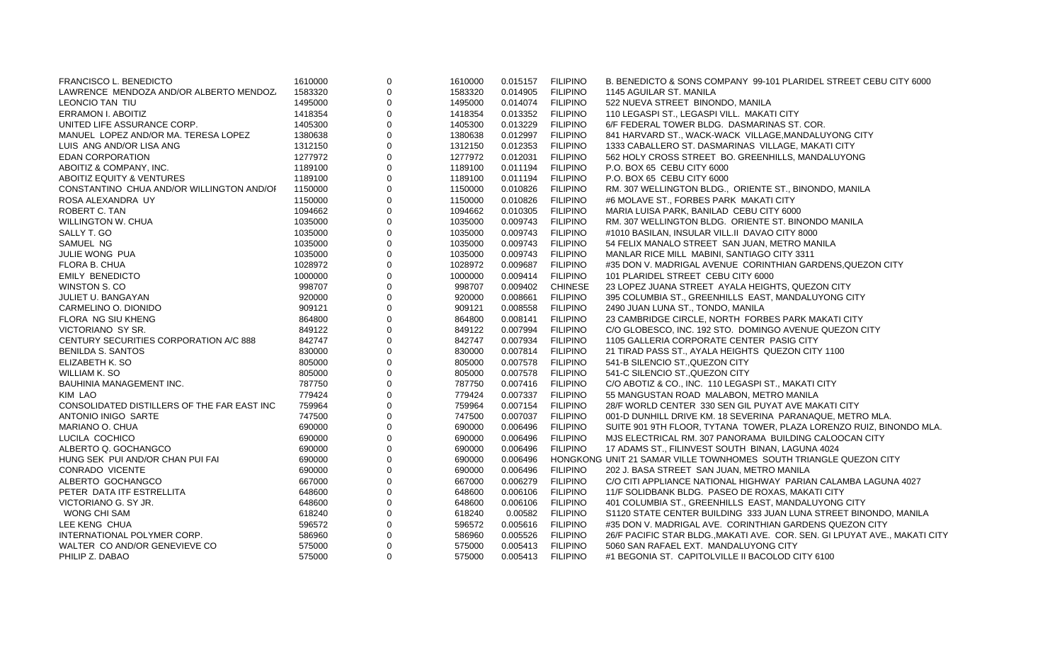| | | | | | | |
|---|---|---|---|---|---|---|
| FRANCISCO L. BENEDICTO | 1610000 | 0 | 1610000 | 0.015157 | FILIPINO | B. BENEDICTO & SONS COMPANY 99-101 PLARIDEL STREET CEBU CITY 6000 |
| LAWRENCE MENDOZA AND/OR ALBERTO MENDOZ. | 1583320 | 0 | 1583320 | 0.014905 | FILIPINO | 1145 AGUILAR ST. MANILA |
| LEONCIO TAN TIU | 1495000 | 0 | 1495000 | 0.014074 | FILIPINO | 522 NUEVA STREET BINONDO, MANILA |
| ERRAMON I. ABOITIZ | 1418354 | 0 | 1418354 | 0.013352 | FILIPINO | 110 LEGASPI ST., LEGASPI VILL. MAKATI CITY |
| UNITED LIFE ASSURANCE CORP. | 1405300 | 0 | 1405300 | 0.013229 | FILIPINO | 6/F FEDERAL TOWER BLDG. DASMARINAS ST. COR. |
| MANUEL LOPEZ AND/OR MA. TERESA LOPEZ | 1380638 | 0 | 1380638 | 0.012997 | FILIPINO | 841 HARVARD ST., WACK-WACK VILLAGE,MANDALUYONG CITY |
| LUIS ANG AND/OR LISA ANG | 1312150 | 0 | 1312150 | 0.012353 | FILIPINO | 1333 CABALLERO ST. DASMARINAS VILLAGE, MAKATI CITY |
| EDAN CORPORATION | 1277972 | 0 | 1277972 | 0.012031 | FILIPINO | 562 HOLY CROSS STREET BO. GREENHILLS, MANDALUYONG |
| ABOITIZ & COMPANY, INC. | 1189100 | 0 | 1189100 | 0.011194 | FILIPINO | P.O. BOX 65 CEBU CITY 6000 |
| ABOITIZ EQUITY & VENTURES | 1189100 | 0 | 1189100 | 0.011194 | FILIPINO | P.O. BOX 65 CEBU CITY 6000 |
| CONSTANTINO CHUA AND/OR WILLINGTON AND/OI | 1150000 | 0 | 1150000 | 0.010826 | FILIPINO | RM. 307 WELLINGTON BLDG., ORIENTE ST., BINONDO, MANILA |
| ROSA ALEXANDRA UY | 1150000 | 0 | 1150000 | 0.010826 | FILIPINO | #6 MOLAVE ST., FORBES PARK MAKATI CITY |
| ROBERT C. TAN | 1094662 | 0 | 1094662 | 0.010305 | FILIPINO | MARIA LUISA PARK, BANILAD CEBU CITY 6000 |
| WILLINGTON W. CHUA | 1035000 | 0 | 1035000 | 0.009743 | FILIPINO | RM. 307 WELLINGTON BLDG. ORIENTE ST. BINONDO MANILA |
| SALLY T. GO | 1035000 | 0 | 1035000 | 0.009743 | FILIPINO | #1010 BASILAN, INSULAR VILL.II DAVAO CITY 8000 |
| SAMUEL NG | 1035000 | 0 | 1035000 | 0.009743 | FILIPINO | 54 FELIX MANALO STREET SAN JUAN, METRO MANILA |
| JULIE WONG PUA | 1035000 | 0 | 1035000 | 0.009743 | FILIPINO | MANLAR RICE MILL MABINI, SANTIAGO CITY 3311 |
| FLORA B. CHUA | 1028972 | 0 | 1028972 | 0.009687 | FILIPINO | #35 DON V. MADRIGAL AVENUE CORINTHIAN GARDENS,QUEZON CITY |
| EMILY BENEDICTO | 1000000 | 0 | 1000000 | 0.009414 | FILIPINO | 101 PLARIDEL STREET CEBU CITY 6000 |
| WINSTON S. CO | 998707 | 0 | 998707 | 0.009402 | CHINESE | 23 LOPEZ JUANA STREET AYALA HEIGHTS, QUEZON CITY |
| JULIET U. BANGAYAN | 920000 | 0 | 920000 | 0.008661 | FILIPINO | 395 COLUMBIA ST., GREENHILLS EAST, MANDALUYONG CITY |
| CARMELINO O. DIONIDO | 909121 | 0 | 909121 | 0.008558 | FILIPINO | 2490 JUAN LUNA ST., TONDO, MANILA |
| FLORA NG SIU KHENG | 864800 | 0 | 864800 | 0.008141 | FILIPINO | 23 CAMBRIDGE CIRCLE, NORTH FORBES PARK MAKATI CITY |
| VICTORIANO SY SR. | 849122 | 0 | 849122 | 0.007994 | FILIPINO | C/O GLOBESCO, INC. 192 STO. DOMINGO AVENUE QUEZON CITY |
| CENTURY SECURITIES CORPORATION A/C 888 | 842747 | 0 | 842747 | 0.007934 | FILIPINO | 1105 GALLERIA CORPORATE CENTER PASIG CITY |
| BENILDA S. SANTOS | 830000 | 0 | 830000 | 0.007814 | FILIPINO | 21 TIRAD PASS ST., AYALA HEIGHTS QUEZON CITY 1100 |
| ELIZABETH K. SO | 805000 | 0 | 805000 | 0.007578 | FILIPINO | 541-B SILENCIO ST.,QUEZON CITY |
| WILLIAM K. SO | 805000 | 0 | 805000 | 0.007578 | FILIPINO | 541-C SILENCIO ST.,QUEZON CITY |
| BAUHINIA MANAGEMENT INC. | 787750 | 0 | 787750 | 0.007416 | FILIPINO | C/O ABOTIZ & CO., INC. 110 LEGASPI ST., MAKATI CITY |
| KIM LAO | 779424 | 0 | 779424 | 0.007337 | FILIPINO | 55 MANGUSTAN ROAD MALABON, METRO MANILA |
| CONSOLIDATED DISTILLERS OF THE FAR EAST INC | 759964 | 0 | 759964 | 0.007154 | FILIPINO | 28/F WORLD CENTER 330 SEN GIL PUYAT AVE MAKATI CITY |
| ANTONIO INIGO SARTE | 747500 | 0 | 747500 | 0.007037 | FILIPINO | 001-D DUNHILL DRIVE KM. 18 SEVERINA PARANAQUE, METRO MLA. |
| MARIANO O. CHUA | 690000 | 0 | 690000 | 0.006496 | FILIPINO | SUITE 901 9TH FLOOR, TYTANA TOWER, PLAZA LORENZO RUIZ, BINONDO MLA. |
| LUCILA COCHICO | 690000 | 0 | 690000 | 0.006496 | FILIPINO | MJS ELECTRICAL RM. 307 PANORAMA BUILDING CALOOCAN CITY |
| ALBERTO Q. GOCHANGCO | 690000 | 0 | 690000 | 0.006496 | FILIPINO | 17 ADAMS ST., FILINVEST SOUTH BINAN, LAGUNA 4024 |
| HUNG SEK PUI AND/OR CHAN PUI FAI | 690000 | 0 | 690000 | 0.006496 | HONGKONG | UNIT 21 SAMAR VILLE TOWNHOMES SOUTH TRIANGLE QUEZON CITY |
| CONRADO VICENTE | 690000 | 0 | 690000 | 0.006496 | FILIPINO | 202 J. BASA STREET SAN JUAN, METRO MANILA |
| ALBERTO GOCHANGCO | 667000 | 0 | 667000 | 0.006279 | FILIPINO | C/O CITI APPLIANCE NATIONAL HIGHWAY PARIAN CALAMBA LAGUNA 4027 |
| PETER DATA ITF ESTRELLITA | 648600 | 0 | 648600 | 0.006106 | FILIPINO | 11/F SOLIDBANK BLDG. PASEO DE ROXAS, MAKATI CITY |
| VICTORIANO G. SY JR. | 648600 | 0 | 648600 | 0.006106 | FILIPINO | 401 COLUMBIA ST., GREENHILLS EAST, MANDALUYONG CITY |
| WONG CHI SAM | 618240 | 0 | 618240 | 0.00582 | FILIPINO | S1120 STATE CENTER BUILDING 333 JUAN LUNA STREET BINONDO, MANILA |
| LEE KENG CHUA | 596572 | 0 | 596572 | 0.005616 | FILIPINO | #35 DON V. MADRIGAL AVE. CORINTHIAN GARDENS QUEZON CITY |
| INTERNATIONAL POLYMER CORP. | 586960 | 0 | 586960 | 0.005526 | FILIPINO | 26/F PACIFIC STAR BLDG.,MAKATI AVE. COR. SEN. GI LPUYAT AVE., MAKATI CITY |
| WALTER CO AND/OR GENEVIEVE CO | 575000 | 0 | 575000 | 0.005413 | FILIPINO | 5060 SAN RAFAEL EXT. MANDALUYONG CITY |
| PHILIP Z. DABAO | 575000 | 0 | 575000 | 0.005413 | FILIPINO | #1 BEGONIA ST. CAPITOLVILLE II BACOLOD CITY 6100 |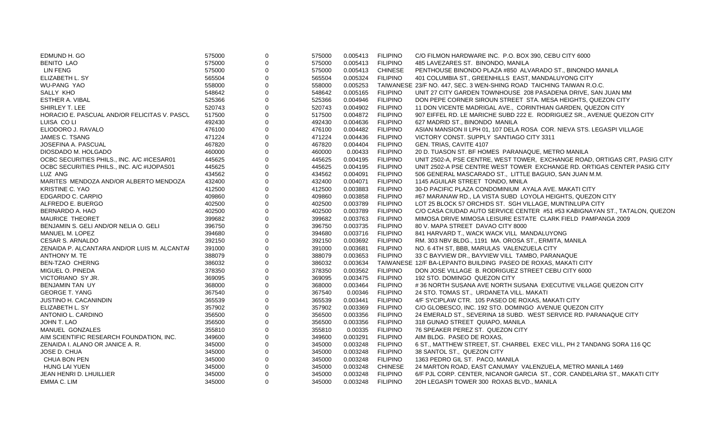| | | | | | | |
|---|---|---|---|---|---|---|
| EDMUND H. GO | 575000 | 0 | 575000 | 0.005413 | FILIPINO | C/O FILMON HARDWARE INC. P.O. BOX 390, CEBU CITY 6000 |
| BENITO LAO | 575000 | 0 | 575000 | 0.005413 | FILIPINO | 485 LAVEZARES ST. BINONDO, MANILA |
| LIN FENG | 575000 | 0 | 575000 | 0.005413 | CHINESE | PENTHOUSE BINONDO PLAZA #850 ALVARADO ST., BINONDO MANILA |
| ELIZABETH L. SY | 565504 | 0 | 565504 | 0.005324 | FILIPINO | 401 COLUMBIA ST., GREENHILLS EAST, MANDALUYONG CITY |
| WU-PANG YAO | 558000 | 0 | 558000 | 0.005253 | TAIWANESE | 23/F NO. 447, SEC. 3 WEN-SHING ROAD TAICHING TAIWAN R.O.C. |
| SALLY KHO | 548642 | 0 | 548642 | 0.005165 | FILIPINO | UNIT 27 CITY GARDEN TOWNHOUSE 208 PASADENA DRIVE, SAN JUAN MM |
| ESTHER A. VIBAL | 525366 | 0 | 525366 | 0.004946 | FILIPINO | DON PEPE CORNER SIROUN STREET STA. MESA HEIGHTS, QUEZON CITY |
| SHIRLEY T. LEE | 520743 | 0 | 520743 | 0.004902 | FILIPINO | 11 DON VICENTE MADRIGAL AVE., CORINTHIAN GARDEN, QUEZON CITY |
| HORACIO E. PASCUAL AND/OR FELICITAS V. PASCU | 517500 | 0 | 517500 | 0.004872 | FILIPINO | 907 EIFFEL RD. LE MARICHE SUBD 222 E. RODRIGUEZ SR., AVENUE QUEZON CITY |
| LUISA CO LI | 492430 | 0 | 492430 | 0.004636 | FILIPINO | 627 MADRID ST., BINONDO MANILA |
| ELIODORO J. RAVALO | 476100 | 0 | 476100 | 0.004482 | FILIPINO | ASIAN MANSION II LPH 01, 107 DELA ROSA COR. NIEVA STS. LEGASPI VILLAGE |
| JAMES C. TSANG | 471224 | 0 | 471224 | 0.004436 | FILIPINO | VICTORY CONST. SUPPLY SANTIAGO CITY 3311 |
| JOSEFINA A. PASCUAL | 467820 | 0 | 467820 | 0.004404 | FILIPINO | GEN. TRIAS, CAVITE 4107 |
| DIOSDADO M. HOLGADO | 460000 | 0 | 460000 | 0.00433 | FILIPINO | 20 D. TUASON ST. BF HOMES PARANAQUE, METRO MANILA |
| OCBC SECURITIES PHILS., INC. A/C #ICESAR01 | 445625 | 0 | 445625 | 0.004195 | FILIPINO | UNIT 2502-A, PSE CENTRE, WEST TOWER, EXCHANGE ROAD, ORTIGAS CRT, PASIG CITY |
| OCBC SECURITIES PHILS., INC. A/C #IJOPAS01 | 445625 | 0 | 445625 | 0.004195 | FILIPINO | UNIT 2502-A PSE CENTRE WEST TOWER EXCHANGE RD. ORTIGAS CENTER PASIG CITY |
| LUZ ANG | 434562 | 0 | 434562 | 0.004091 | FILIPINO | 506 GENERAL MASCARADO ST., LITTLE BAGUIO, SAN JUAN M.M. |
| MARITES MENDOZA AND/OR ALBERTO MENDOZA | 432400 | 0 | 432400 | 0.004071 | FILIPINO | 1145 AGUILAR STREET TONDO, MNILA |
| KRISTINE C. YAO | 412500 | 0 | 412500 | 0.003883 | FILIPINO | 30-D PACIFIC PLAZA CONDOMINIUM AYALA AVE. MAKATI CITY |
| EDGARDO C. CARPIO | 409860 | 0 | 409860 | 0.003858 | FILIPINO | #67 MARANAW RD., LA VISTA SUBD LOYOLA HEIGHTS, QUEZON CITY |
| ALFREDO E. BUERGO | 402500 | 0 | 402500 | 0.003789 | FILIPINO | LOT 25 BLOCK 57 ORCHIDS ST. SGH VILLAGE, MUNTINLUPA CITY |
| BERNARDO A. HAO | 402500 | 0 | 402500 | 0.003789 | FILIPINO | C/O CASA CIUDAD AUTO SERVICE CENTER #51 #53 KABIGNAYAN ST., TATALON, QUEZON |
| MAURICE THEORET | 399682 | 0 | 399682 | 0.003763 | FILIPINO | MIMOSA DRIVE MIMOSA LEISURE ESTATE CLARK FIELD PAMPANGA 2009 |
| BENJAMIN S. GELI AND/OR NELIA O. GELI | 396750 | 0 | 396750 | 0.003735 | FILIPINO | 80 V. MAPA STREET DAVAO CITY 8000 |
| MANUEL M. LOPEZ | 394680 | 0 | 394680 | 0.003716 | FILIPINO | 841 HARVARD T., WACK WACK VILL MANDALUYONG |
| CESAR S. ARNALDO | 392150 | 0 | 392150 | 0.003692 | FILIPINO | RM. 303 NBV BLDG., 1191 MA. OROSA ST., ERMITA, MANILA |
| ZENAIDA P. ALCANTARA AND/OR LUIS M. ALCANTAI | 391000 | 0 | 391000 | 0.003681 | FILIPINO | NO. 6 4TH ST, BBB, MARULAS VALENZUELA CITY |
| ANTHONY M. TE | 388079 | 0 | 388079 | 0.003653 | FILIPINO | 33 C BAYVIEW DR., BAYVIEW VILL TAMBO, PARANAQUE |
| BEN-TZAO CHERNG | 386032 | 0 | 386032 | 0.003634 | TAIWANESE | 12/F BA-LEPANTO BUILDING PASEO DE ROXAS, MAKATI CITY |
| MIGUEL O. PINEDA | 378350 | 0 | 378350 | 0.003562 | FILIPINO | DON JOSE VILLAGE B. RODRIGUEZ STREET CEBU CITY 6000 |
| VICTORIANO SY JR. | 369095 | 0 | 369095 | 0.003475 | FILIPINO | 192 STO. DOMINGO QUEZON CITY |
| BENJAMIN TAN UY | 368000 | 0 | 368000 | 0.003464 | FILIPINO | # 36 NORTH SUSANA AVE NORTH SUSANA EXECUTIVE VILLAGE QUEZON CITY |
| GEORGE T. YANG | 367540 | 0 | 367540 | 0.00346 | FILIPINO | 24 STO. TOMAS ST., URDANETA VILL. MAKATI |
| JUSTINO H. CACANINDIN | 365539 | 0 | 365539 | 0.003441 | FILIPINO | 4/F SYCIPLAW CTR. 105 PASEO DE ROXAS, MAKATI CITY |
| ELIZABETH L. SY | 357902 | 0 | 357902 | 0.003369 | FILIPINO | C/O GLOBESCO, INC. 192 STO. DOMINGO AVENUE QUEZON CITY |
| ANTONIO L. CARDINO | 356500 | 0 | 356500 | 0.003356 | FILIPINO | 24 EMERALD ST., SEVERINA 18 SUBD. WEST SERVICE RD. PARANAQUE CITY |
| JOHN T. LAO | 356500 | 0 | 356500 | 0.003356 | FILIPINO | 318 GUNAO STREET QUIAPO, MANILA |
| MANUEL GONZALES | 355810 | 0 | 355810 | 0.00335 | FILIPINO | 76 SPEAKER PEREZ ST. QUEZON CITY |
| AIM SCIENTIFIC RESEARCH FOUNDATION, INC. | 349600 | 0 | 349600 | 0.003291 | FILIPINO | AIM BLDG. PASEO DE ROXAS, |
| ZENAIDA I. ALANO OR JANICE A. R. | 345000 | 0 | 345000 | 0.003248 | FILIPINO | 6 ST., MATTHEW STREET, ST. CHARBEL EXEC VILL, PH 2 TANDANG SORA 116 QC |
| JOSE D. CHUA | 345000 | 0 | 345000 | 0.003248 | FILIPINO | 38 SANTOL ST., QUEZON CITY |
| CHUA BON PEN | 345000 | 0 | 345000 | 0.003248 | FILIPINO | 1363 PEDRO GIL ST. PACO, MANILA |
| HUNG LAI YUEN | 345000 | 0 | 345000 | 0.003248 | CHINESE | 24 MARTON ROAD, EAST CANUMAY VALENZUELA, METRO MANILA 1469 |
| JEAN HENRI D. LHUILLIER | 345000 | 0 | 345000 | 0.003248 | FILIPINO | 6/F PJL CORP. CENTER, NICANOR GARCIA ST., COR. CANDELARIA ST., MAKATI CITY |
| EMMA C. LIM | 345000 | 0 | 345000 | 0.003248 | FILIPINO | 20H LEGASPI TOWER 300 ROXAS BLVD., MANILA |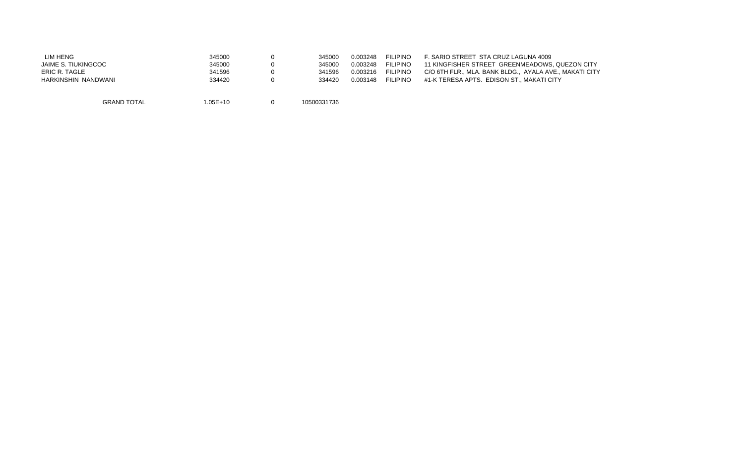| | | | | | | |
|---|---|---|---|---|---|---|
| LIM HENG | 345000 | 0 | 345000 | 0.003248 | FILIPINO | F. SARIO STREET STA CRUZ LAGUNA 4009 |
| JAIME S. TIUKINGCOC | 345000 | 0 | 345000 | 0.003248 | FILIPINO | 11 KINGFISHER STREET GREENMEADOWS, QUEZON CITY |
| ERIC R. TAGLE | 341596 | 0 | 341596 | 0.003216 | FILIPINO | C/O 6TH FLR., MLA. BANK BLDG., AYALA AVE., MAKATI CITY |
| HARKINSHIN NANDWANI | 334420 | 0 | 334420 | 0.003148 | FILIPINO | #1-K TERESA APTS. EDISON ST., MAKATI CITY |
| | | | | | | |
| GRAND TOTAL | 1.05E+10 | 0 | 10500331736 | | | |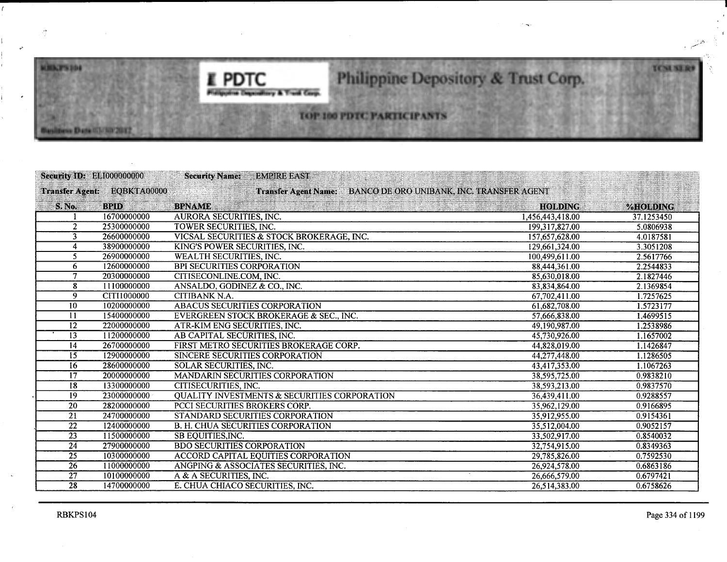# Philippine Depository & Trust Corp.

## TOP 100 PDTC PARTICIPANTS

Business Date 03/30/2017

**Security ID:** ELI000000000 **Security Name:** EMPIRE EAST

**Transfer Agent:** EQBKTA00000 **Transfer Agent Name:** BANCO DE ORO UNIBANK, INC. TRANSFER AGENT

| S. No. | BPID | BPNAME | HOLDING | %HOLDING |
|---|---|---|---|---|
| 1 | 16700000000 | AURORA SECURITIES, INC. | 1,456,443,418.00 | 37.1253450 |
| 2 | 25300000000 | TOWER SECURITIES, INC. | 199,317,827.00 | 5.0806938 |
| 3 | 26600000000 | VICSAL SECURITIES & STOCK BROKERAGE, INC. | 157,657,628.00 | 4.0187581 |
| 4 | 38900000000 | KING'S POWER SECURITIES, INC. | 129,661,324.00 | 3.3051208 |
| 5 | 26900000000 | WEALTH SECURITIES, INC. | 100,499,611.00 | 2.5617766 |
| 6 | 12600000000 | BPI SECURITIES CORPORATION | 88,444,361.00 | 2.2544833 |
| 7 | 20300000000 | CITISECONLINE.COM, INC. | 85,630,018.00 | 2.1827446 |
| 8 | 11100000000 | ANSALDO, GODINEZ & CO., INC. | 83,834,864.00 | 2.1369854 |
| 9 | CITI1000000 | CITIBANK N.A. | 67,702,411.00 | 1.7257625 |
| 10 | 10200000000 | ABACUS SECURITIES CORPORATION | 61,682,708.00 | 1.5723177 |
| 11 | 15400000000 | EVERGREEN STOCK BROKERAGE & SEC., INC. | 57,666,838.00 | 1.4699515 |
| 12 | 22000000000 | ATR-KIM ENG SECURITIES, INC. | 49,190,987.00 | 1.2538986 |
| 13 | 11200000000 | AB CAPITAL SECURITIES, INC. | 45,730,926.00 | 1.1657002 |
| 14 | 26700000000 | FIRST METRO SECURITIES BROKERAGE CORP. | 44,828,019.00 | 1.1426847 |
| 15 | 12900000000 | SINCERE SECURITIES CORPORATION | 44,277,448.00 | 1.1286505 |
| 16 | 28600000000 | SOLAR SECURITIES, INC. | 43,417,353.00 | 1.1067263 |
| 17 | 20000000000 | MANDARIN SECURITIES CORPORATION | 38,595,725.00 | 0.9838210 |
| 18 | 13300000000 | CITISECURITIES, INC. | 38,593,213.00 | 0.9837570 |
| 19 | 23000000000 | QUALITY INVESTMENTS & SECURITIES CORPORATION | 36,439,411.00 | 0.9288557 |
| 20 | 28200000000 | PCCI SECURITIES BROKERS CORP. | 35,962,129.00 | 0.9166895 |
| 21 | 24700000000 | STANDARD SECURITIES CORPORATION | 35,912,955.00 | 0.9154361 |
| 22 | 12400000000 | B. H. CHUA SECURITIES CORPORATION | 35,512,004.00 | 0.9052157 |
| 23 | 11500000000 | SB EQUITIES,INC. | 33,502,917.00 | 0.8540032 |
| 24 | 27900000000 | BDO SECURITIES CORPORATION | 32,754,915.00 | 0.8349363 |
| 25 | 10300000000 | ACCORD CAPITAL EQUITIES CORPORATION | 29,785,826.00 | 0.7592530 |
| 26 | 11000000000 | ANGPING & ASSOCIATES SECURITIES, INC. | 26,924,578.00 | 0.6863186 |
| 27 | 10100000000 | A & A SECURITIES, INC. | 26,666,579.00 | 0.6797421 |
| 28 | 14700000000 | E. CHUA CHIACO SECURITIES, INC. | 26,514,383.00 | 0.6758626 |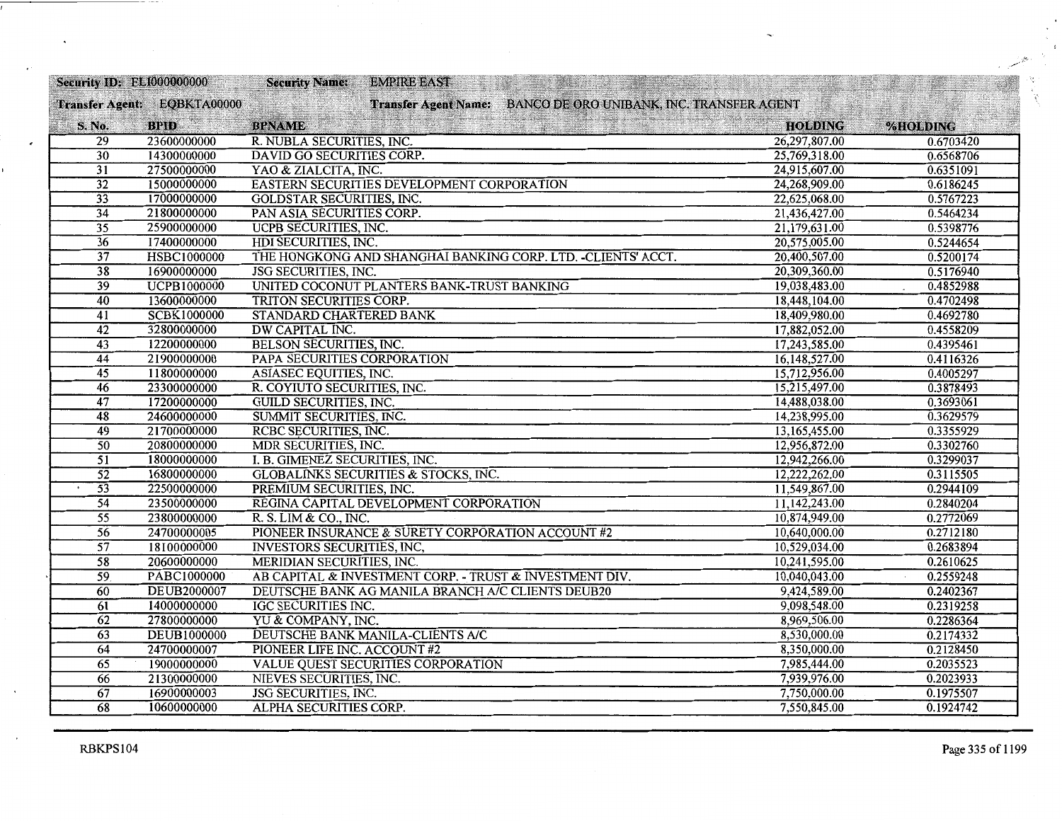**Security ID:** ELI000000000 **Security Name:** EMPIRE EAST

**Transfer Agent:** EQBKTA00000 **Transfer Agent Name:** BANCO DE ORO UNIBANK, INC. TRANSFER AGENT

| S. No. | BPID | BPNAME | HOLDING | %HOLDING |
|---|---|---|---|---|
| 29 | 23600000000 | R. NUBLA SECURITIES, INC. | 26,297,807.00 | 0.6703420 |
| 30 | 14300000000 | DAVID GO SECURITIES CORP. | 25,769,318.00 | 0.6568706 |
| 31 | 27500000000 | YAO & ZIALCITA, INC. | 24,915,607.00 | 0.6351091 |
| 32 | 15000000000 | EASTERN SECURITIES DEVELOPMENT CORPORATION | 24,268,909.00 | 0.6186245 |
| 33 | 17000000000 | GOLDSTAR SECURITIES, INC. | 22,625,068.00 | 0.5767223 |
| 34 | 21800000000 | PAN ASIA SECURITIES CORP. | 21,436,427.00 | 0.5464234 |
| 35 | 25900000000 | UCPB SECURITIES, INC. | 21,179,631.00 | 0.5398776 |
| 36 | 17400000000 | HDI SECURITIES, INC. | 20,575,005.00 | 0.5244654 |
| 37 | HSBC1000000 | THE HONGKONG AND SHANGHAI BANKING CORP. LTD. -CLIENTS' ACCT. | 20,400,507.00 | 0.5200174 |
| 38 | 16900000000 | JSG SECURITIES, INC. | 20,309,360.00 | 0.5176940 |
| 39 | UCPB1000000 | UNITED COCONUT PLANTERS BANK-TRUST BANKING | 19,038,483.00 | 0.4852988 |
| 40 | 13600000000 | TRITON SECURITIES CORP. | 18,448,104.00 | 0.4702498 |
| 41 | SCBK1000000 | STANDARD CHARTERED BANK | 18,409,980.00 | 0.4692780 |
| 42 | 32800000000 | DW CAPITAL INC. | 17,882,052.00 | 0.4558209 |
| 43 | 12200000000 | BELSON SECURITIES, INC. | 17,243,585.00 | 0.4395461 |
| 44 | 21900000000 | PAPA SECURITIES CORPORATION | 16,148,527.00 | 0.4116326 |
| 45 | 11800000000 | ASIASEC EQUITIES, INC. | 15,712,956.00 | 0.4005297 |
| 46 | 23300000000 | R. COYIUTO SECURITIES, INC. | 15,215,497.00 | 0.3878493 |
| 47 | 17200000000 | GUILD SECURITIES, INC. | 14,488,038.00 | 0.3693061 |
| 48 | 24600000000 | SUMMIT SECURITIES, INC. | 14,238,995.00 | 0.3629579 |
| 49 | 21700000000 | RCBC SECURITIES, INC. | 13,165,455.00 | 0.3355929 |
| 50 | 20800000000 | MDR SECURITIES, INC. | 12,956,872.00 | 0.3302760 |
| 51 | 18000000000 | I. B. GIMENEZ SECURITIES, INC. | 12,942,266.00 | 0.3299037 |
| 52 | 16800000000 | GLOBALINKS SECURITIES & STOCKS, INC. | 12,222,262.00 | 0.3115505 |
| 53 | 22500000000 | PREMIUM SECURITIES, INC. | 11,549,867.00 | 0.2944109 |
| 54 | 23500000000 | REGINA CAPITAL DEVELOPMENT CORPORATION | 11,142,243.00 | 0.2840204 |
| 55 | 23800000000 | R. S. LIM & CO., INC. | 10,874,949.00 | 0.2772069 |
| 56 | 24700000005 | PIONEER INSURANCE & SURETY CORPORATION ACCOUNT #2 | 10,640,000.00 | 0.2712180 |
| 57 | 18100000000 | INVESTORS SECURITIES, INC, | 10,529,034.00 | 0.2683894 |
| 58 | 20600000000 | MERIDIAN SECURITIES, INC. | 10,241,595.00 | 0.2610625 |
| 59 | PABC1000000 | AB CAPITAL & INVESTMENT CORP. - TRUST & INVESTMENT DIV. | 10,040,043.00 | 0.2559248 |
| 60 | DEUB2000007 | DEUTSCHE BANK AG MANILA BRANCH A/C CLIENTS DEUB20 | 9,424,589.00 | 0.2402367 |
| 61 | 14000000000 | IGC SECURITIES INC. | 9,098,548.00 | 0.2319258 |
| 62 | 27800000000 | YU & COMPANY, INC. | 8,969,506.00 | 0.2286364 |
| 63 | DEUB1000000 | DEUTSCHE BANK MANILA-CLIENTS A/C | 8,530,000.00 | 0.2174332 |
| 64 | 24700000007 | PIONEER LIFE INC. ACCOUNT #2 | 8,350,000.00 | 0.2128450 |
| 65 | 19000000000 | VALUE QUEST SECURITIES CORPORATION | 7,985,444.00 | 0.2035523 |
| 66 | 21300000000 | NIEVES SECURITIES, INC. | 7,939,976.00 | 0.2023933 |
| 67 | 16900000003 | JSG SECURITIES, INC. | 7,750,000.00 | 0.1975507 |
| 68 | 10600000000 | ALPHA SECURITIES CORP. | 7,550,845.00 | 0.1924742 |

RBKPS104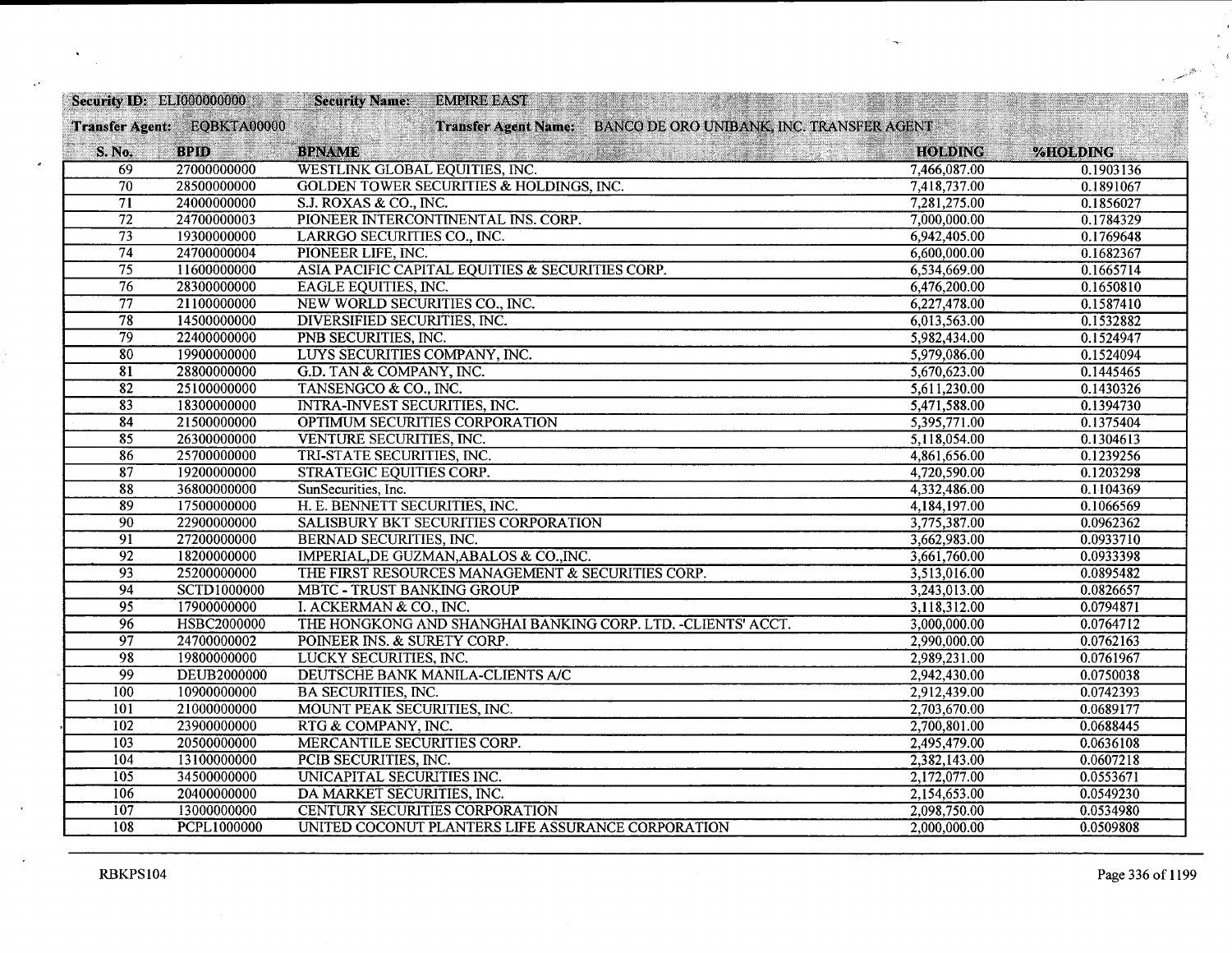**Security ID:** ELI000000000 **Security Name:** EMPIRE EAST

**Transfer Agent:** EQBKTA00000 **Transfer Agent Name:** BANCO DE ORO UNIBANK, INC. TRANSFER AGENT

| S. No. | BPID | BPNAME | HOLDING | %HOLDING |
|---|---|---|---|---|
| 69 | 27000000000 | WESTLINK GLOBAL EQUITIES, INC. | 7,466,087.00 | 0.1903136 |
| 70 | 28500000000 | GOLDEN TOWER SECURITIES & HOLDINGS, INC. | 7,418,737.00 | 0.1891067 |
| 71 | 24000000000 | S.J. ROXAS & CO., INC. | 7,281,275.00 | 0.1856027 |
| 72 | 24700000003 | PIONEER INTERCONTINENTAL INS. CORP. | 7,000,000.00 | 0.1784329 |
| 73 | 19300000000 | LARRGO SECURITIES CO., INC. | 6,942,405.00 | 0.1769648 |
| 74 | 24700000004 | PIONEER LIFE, INC. | 6,600,000.00 | 0.1682367 |
| 75 | 11600000000 | ASIA PACIFIC CAPITAL EQUITIES & SECURITIES CORP. | 6,534,669.00 | 0.1665714 |
| 76 | 28300000000 | EAGLE EQUITIES, INC. | 6,476,200.00 | 0.1650810 |
| 77 | 21100000000 | NEW WORLD SECURITIES CO., INC. | 6,227,478.00 | 0.1587410 |
| 78 | 14500000000 | DIVERSIFIED SECURITIES, INC. | 6,013,563.00 | 0.1532882 |
| 79 | 22400000000 | PNB SECURITIES, INC. | 5,982,434.00 | 0.1524947 |
| 80 | 19900000000 | LUYS SECURITIES COMPANY, INC. | 5,979,086.00 | 0.1524094 |
| 81 | 28800000000 | G.D. TAN & COMPANY, INC. | 5,670,623.00 | 0.1445465 |
| 82 | 25100000000 | TANSENGCO & CO., INC. | 5,611,230.00 | 0.1430326 |
| 83 | 18300000000 | INTRA-INVEST SECURITIES, INC. | 5,471,588.00 | 0.1394730 |
| 84 | 21500000000 | OPTIMUM SECURITIES CORPORATION | 5,395,771.00 | 0.1375404 |
| 85 | 26300000000 | VENTURE SECURITIES, INC. | 5,118,054.00 | 0.1304613 |
| 86 | 25700000000 | TRI-STATE SECURITIES, INC. | 4,861,656.00 | 0.1239256 |
| 87 | 19200000000 | STRATEGIC EQUITIES CORP. | 4,720,590.00 | 0.1203298 |
| 88 | 36800000000 | SunSecurities, Inc. | 4,332,486.00 | 0.1104369 |
| 89 | 17500000000 | H. E. BENNETT SECURITIES, INC. | 4,184,197.00 | 0.1066569 |
| 90 | 22900000000 | SALISBURY BKT SECURITIES CORPORATION | 3,775,387.00 | 0.0962362 |
| 91 | 27200000000 | BERNAD SECURITIES, INC. | 3,662,983.00 | 0.0933710 |
| 92 | 18200000000 | IMPERIAL,DE GUZMAN,ABALOS & CO.,INC. | 3,661,760.00 | 0.0933398 |
| 93 | 25200000000 | THE FIRST RESOURCES MANAGEMENT & SECURITIES CORP. | 3,513,016.00 | 0.0895482 |
| 94 | SCTD1000000 | MBTC - TRUST BANKING GROUP | 3,243,013.00 | 0.0826657 |
| 95 | 17900000000 | I. ACKERMAN & CO., INC. | 3,118,312.00 | 0.0794871 |
| 96 | HSBC2000000 | THE HONGKONG AND SHANGHAI BANKING CORP. LTD. -CLIENTS' ACCT. | 3,000,000.00 | 0.0764712 |
| 97 | 24700000002 | POINEER INS. & SURETY CORP. | 2,990,000.00 | 0.0762163 |
| 98 | 19800000000 | LUCKY SECURITIES, INC. | 2,989,231.00 | 0.0761967 |
| 99 | DEUB2000000 | DEUTSCHE BANK MANILA-CLIENTS A/C | 2,942,430.00 | 0.0750038 |
| 100 | 10900000000 | BA SECURITIES, INC. | 2,912,439.00 | 0.0742393 |
| 101 | 21000000000 | MOUNT PEAK SECURITIES, INC. | 2,703,670.00 | 0.0689177 |
| 102 | 23900000000 | RTG & COMPANY, INC. | 2,700,801.00 | 0.0688445 |
| 103 | 20500000000 | MERCANTILE SECURITIES CORP. | 2,495,479.00 | 0.0636108 |
| 104 | 13100000000 | PCIB SECURITIES, INC. | 2,382,143.00 | 0.0607218 |
| 105 | 34500000000 | UNICAPITAL SECURITIES INC. | 2,172,077.00 | 0.0553671 |
| 106 | 20400000000 | DA MARKET SECURITIES, INC. | 2,154,653.00 | 0.0549230 |
| 107 | 13000000000 | CENTURY SECURITIES CORPORATION | 2,098,750.00 | 0.0534980 |
| 108 | PCPL1000000 | UNITED COCONUT PLANTERS LIFE ASSURANCE CORPORATION | 2,000,000.00 | 0.0509808 |

RBKPS104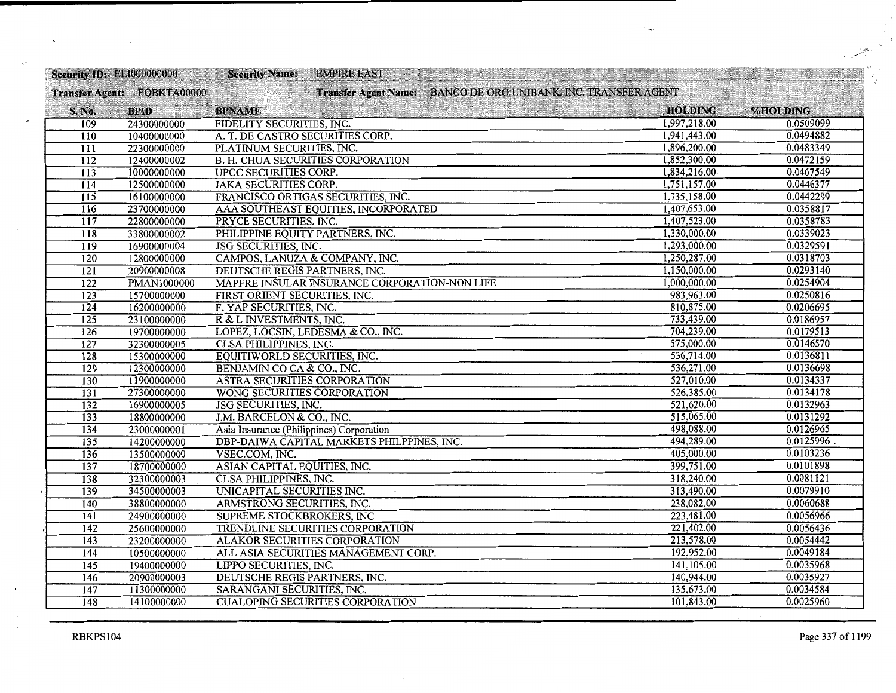**Security ID:** EI.I000000000 **Security Name:** EMPIRE EAST

**Transfer Agent:** EQBKTA00000 **Transfer Agent Name:** BANCO DE ORO UNIBANK, INC. TRANSFER AGENT

| S. No. | BPID | BPNAME | HOLDING | %HOLDING |
|---|---|---|---|---|
| 109 | 24300000000 | FIDELITY SECURITIES, INC. | 1,997,218.00 | 0.0509099 |
| 110 | 10400000000 | A. T. DE CASTRO SECURITIES CORP. | 1,941,443.00 | 0.0494882 |
| 111 | 22300000000 | PLATINUM SECURITIES, INC. | 1,896,200.00 | 0.0483349 |
| 112 | 12400000002 | B. H. CHUA SECURITIES CORPORATION | 1,852,300.00 | 0.0472159 |
| 113 | 10000000000 | UPCC SECURITIES CORP. | 1,834,216.00 | 0.0467549 |
| 114 | 12500000000 | JAKA SECURITIES CORP. | 1,751,157.00 | 0.0446377 |
| 115 | 16100000000 | FRANCISCO ORTIGAS SECURITIES, INC. | 1,735,158.00 | 0.0442299 |
| 116 | 23700000000 | AAA SOUTHEAST EQUITIES, INCORPORATED | 1,407,653.00 | 0.0358817 |
| 117 | 22800000000 | PRYCE SECURITIES, INC. | 1,407,523.00 | 0.0358783 |
| 118 | 33800000002 | PHILIPPINE EQUITY PARTNERS, INC. | 1,330,000.00 | 0.0339023 |
| 119 | 16900000004 | JSG SECURITIES, INC. | 1,293,000.00 | 0.0329591 |
| 120 | 12800000000 | CAMPOS, LANUZA & COMPANY, INC. | 1,250,287.00 | 0.0318703 |
| 121 | 20900000008 | DEUTSCHE REGIS PARTNERS, INC. | 1,150,000.00 | 0.0293140 |
| 122 | PMAN1000000 | MAPFRE INSULAR INSURANCE CORPORATION-NON LIFE | 1,000,000.00 | 0.0254904 |
| 123 | 15700000000 | FIRST ORIENT SECURITIES, INC. | 983,963.00 | 0.0250816 |
| 124 | 16200000000 | F. YAP SECURITIES, INC. | 810,875.00 | 0.0206695 |
| 125 | 23100000000 | R & L INVESTMENTS, INC. | 733,439.00 | 0.0186957 |
| 126 | 19700000000 | LOPEZ, LOCSIN, LEDESMA & CO., INC. | 704,239.00 | 0.0179513 |
| 127 | 32300000005 | CLSA PHILIPPINES, INC. | 575,000.00 | 0.0146570 |
| 128 | 15300000000 | EQUITIWORLD SECURITIES, INC. | 536,714.00 | 0.0136811 |
| 129 | 12300000000 | BENJAMIN CO CA & CO., INC. | 536,271.00 | 0.0136698 |
| 130 | 11900000000 | ASTRA SECURITIES CORPORATION | 527,010.00 | 0.0134337 |
| 131 | 27300000000 | WONG SECURITIES CORPORATION | 526,385.00 | 0.0134178 |
| 132 | 16900000005 | JSG SECURITIES, INC. | 521,620.00 | 0.0132963 |
| 133 | 18800000000 | J.M. BARCELON & CO., INC. | 515,065.00 | 0.0131292 |
| 134 | 23000000001 | Asia Insurance (Philippines) Corporation | 498,088.00 | 0.0126965 |
| 135 | 14200000000 | DBP-DAIWA CAPITAL MARKETS PHILPPINES, INC. | 494,289.00 | 0.0125996 |
| 136 | 13500000000 | VSEC.COM, INC. | 405,000.00 | 0.0103236 |
| 137 | 18700000000 | ASIAN CAPITAL EQUITIES, INC. | 399,751.00 | 0.0101898 |
| 138 | 32300000003 | CLSA PHILIPPINES, INC. | 318,240.00 | 0.0081121 |
| 139 | 34500000003 | UNICAPITAL SECURITIES INC. | 313,490.00 | 0.0079910 |
| 140 | 38800000000 | ARMSTRONG SECURITIES, INC. | 238,082.00 | 0.0060688 |
| 141 | 24900000000 | SUPREME STOCKBROKERS, INC | 223,481.00 | 0.0056966 |
| 142 | 25600000000 | TRENDLINE SECURITIES CORPORATION | 221,402.00 | 0.0056436 |
| 143 | 23200000000 | ALAKOR SECURITIES CORPORATION | 213,578.00 | 0.0054442 |
| 144 | 10500000000 | ALL ASIA SECURITIES MANAGEMENT CORP. | 192,952.00 | 0.0049184 |
| 145 | 19400000000 | LIPPO SECURITIES, INC. | 141,105.00 | 0.0035968 |
| 146 | 20900000003 | DEUTSCHE REGIS PARTNERS, INC. | 140,944.00 | 0.0035927 |
| 147 | 11300000000 | SARANGANI SECURITIES, INC. | 135,673.00 | 0.0034584 |
| 148 | 14100000000 | CUALOPING SECURITIES CORPORATION | 101,843.00 | 0.0025960 |

RBKPS104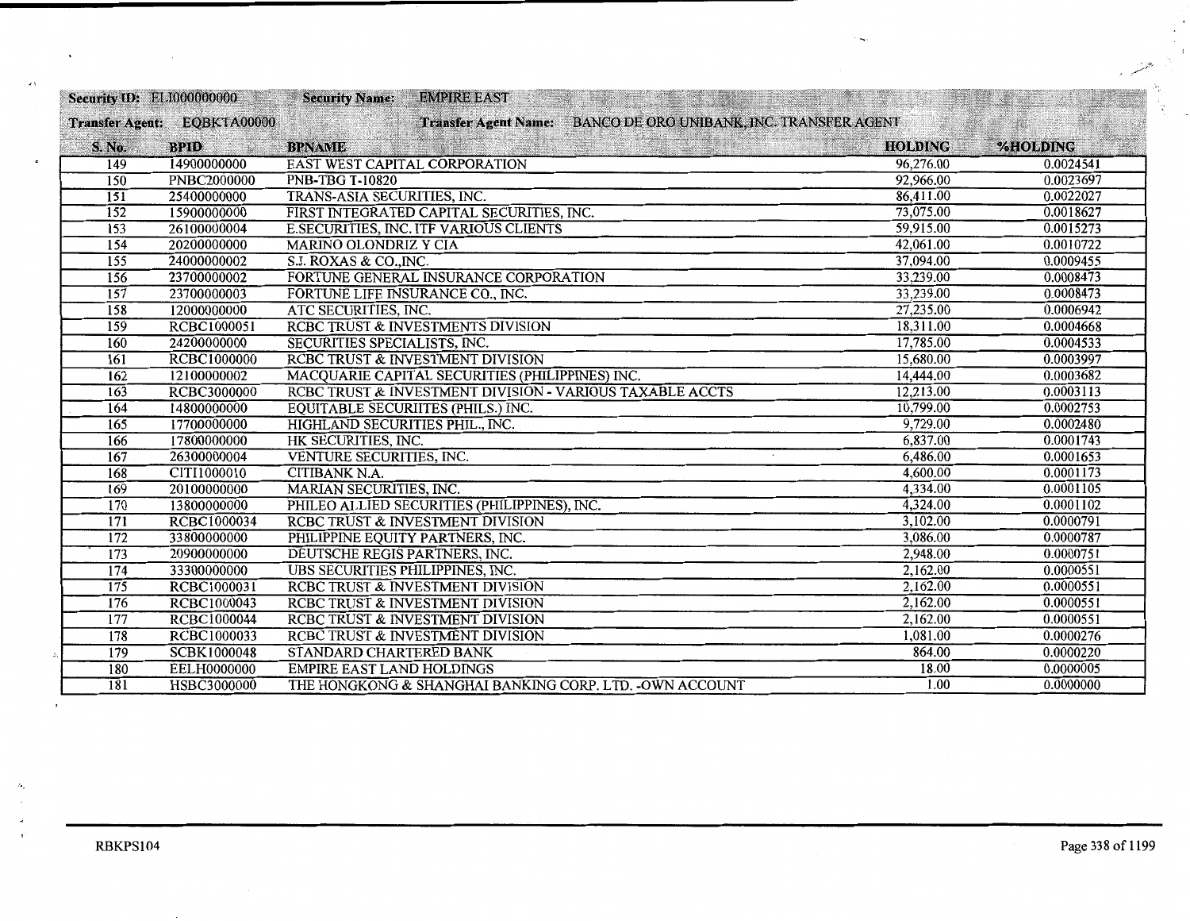**Security ID:** ELI000000000 **Security Name:** EMPIRE EAST

**Transfer Agent:** EQBKTA00000 **Transfer Agent Name:** BANCO DE ORO UNIBANK, INC. TRANSFER AGENT

| S. No. | BPID | BPNAME | HOLDING | %HOLDING |
|---|---|---|---|---|
| 149 | 14900000000 | EAST WEST CAPITAL CORPORATION | 96,276.00 | 0.0024541 |
| 150 | PNBC2000000 | PNB-TBG T-10820 | 92,966.00 | 0.0023697 |
| 151 | 25400000000 | TRANS-ASIA SECURITIES, INC. | 86,411.00 | 0.0022027 |
| 152 | 15900000000 | FIRST INTEGRATED CAPITAL SECURITIES, INC. | 73,075.00 | 0.0018627 |
| 153 | 26100000004 | E.SECURITIES, INC. ITF VARIOUS CLIENTS | 59,915.00 | 0.0015273 |
| 154 | 20200000000 | MARINO OLONDRIZ Y CIA | 42,061.00 | 0.0010722 |
| 155 | 24000000002 | S.J. ROXAS & CO.,INC. | 37,094.00 | 0.0009455 |
| 156 | 23700000002 | FORTUNE GENERAL INSURANCE CORPORATION | 33,239.00 | 0.0008473 |
| 157 | 23700000003 | FORTUNE LIFE INSURANCE CO., INC. | 33,239.00 | 0.0008473 |
| 158 | 12000000000 | ATC SECURITIES, INC. | 27,235.00 | 0.0006942 |
| 159 | RCBC1000051 | RCBC TRUST & INVESTMENTS DIVISION | 18,311.00 | 0.0004668 |
| 160 | 24200000000 | SECURITIES SPECIALISTS, INC. | 17,785.00 | 0.0004533 |
| 161 | RCBC1000000 | RCBC TRUST & INVESTMENT DIVISION | 15,680.00 | 0.0003997 |
| 162 | 12100000002 | MACQUARIE CAPITAL SECURITIES (PHILIPPINES) INC. | 14,444.00 | 0.0003682 |
| 163 | RCBC3000000 | RCBC TRUST & INVESTMENT DIVISION - VARIOUS TAXABLE ACCTS | 12,213.00 | 0.0003113 |
| 164 | 14800000000 | EQUITABLE SECURIITES (PHILS.) INC. | 10,799.00 | 0.0002753 |
| 165 | 17700000000 | HIGHLAND SECURITIES PHIL., INC. | 9,729.00 | 0.0002480 |
| 166 | 17800000000 | HK SECURITIES, INC. | 6,837.00 | 0.0001743 |
| 167 | 26300000004 | VENTURE SECURITIES, INC. | 6,486.00 | 0.0001653 |
| 168 | CITI1000010 | CITIBANK N.A. | 4,600.00 | 0.0001173 |
| 169 | 20100000000 | MARIAN SECURITIES, INC. | 4,334.00 | 0.0001105 |
| 170 | 13800000000 | PHILEO ALLIED SECURITIES (PHILIPPINES), INC. | 4,324.00 | 0.0001102 |
| 171 | RCBC1000034 | RCBC TRUST & INVESTMENT DIVISION | 3,102.00 | 0.0000791 |
| 172 | 33800000000 | PHILIPPINE EQUITY PARTNERS, INC. | 3,086.00 | 0.0000787 |
| 173 | 20900000000 | DEUTSCHE REGIS PARTNERS, INC. | 2,948.00 | 0.0000751 |
| 174 | 33300000000 | UBS SECURITIES PHILIPPINES, INC. | 2,162.00 | 0.0000551 |
| 175 | RCBC1000031 | RCBC TRUST & INVESTMENT DIVISION | 2,162.00 | 0.0000551 |
| 176 | RCBC1000043 | RCBC TRUST & INVESTMENT DIVISION | 2,162.00 | 0.0000551 |
| 177 | RCBC1000044 | RCBC TRUST & INVESTMENT DIVISION | 2,162.00 | 0.0000551 |
| 178 | RCBC1000033 | RCBC TRUST & INVESTMENT DIVISION | 1,081.00 | 0.0000276 |
| 179 | SCBK1000048 | STANDARD CHARTERED BANK | 864.00 | 0.0000220 |
| 180 | EELH0000000 | EMPIRE EAST LAND HOLDINGS | 18.00 | 0.0000005 |
| 181 | HSBC3000000 | THE HONGKONG & SHANGHAI BANKING CORP. LTD. -OWN ACCOUNT | 1.00 | 0.0000000 |

RBKPS104